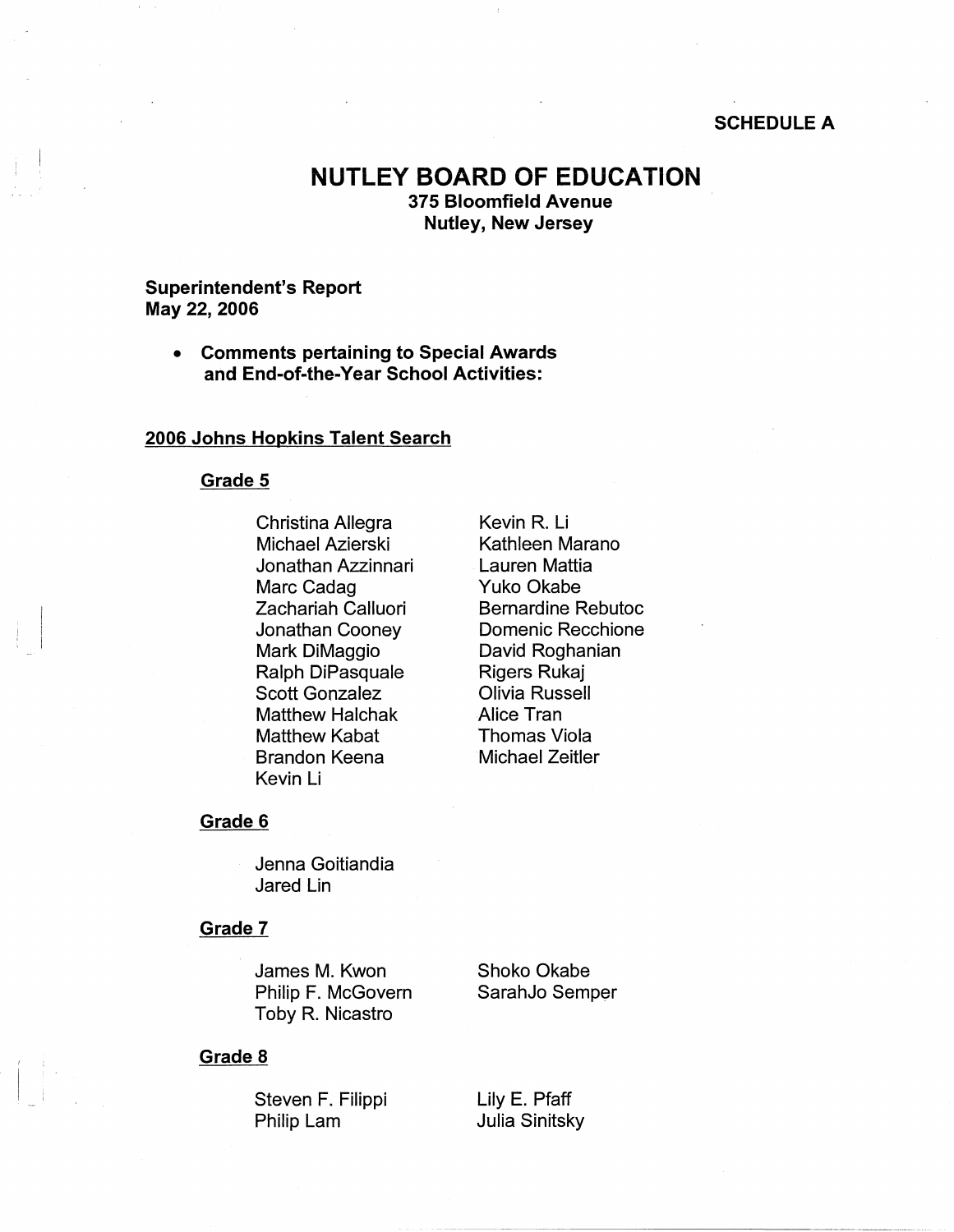**SCHEDULE A**

# NUTLEY BOARD OF EDUCATION

**375 Bloomfield Avenue**
**Nutley, New Jersey**

**Superintendent's Report**
**May 22, 2006**

- **Comments pertaining to Special Awards and End-of-the-Year School Activities:**

## 2006 Johns Hopkins Talent Search

### Grade 5

Christina Allegra
Michael Azierski
Jonathan Azzinnari
Marc Cadag
Zachariah Calluori
Jonathan Cooney
Mark DiMaggio
Ralph DiPasquale
Scott Gonzalez
Matthew Halchak
Matthew Kabat
Brandon Keena
Kevin Li
Kevin R. Li
Kathleen Marano
Lauren Mattia
Yuko Okabe
Bernardine Rebutoc
Domenic Recchione
David Roghanian
Rigers Rukaj
Olivia Russell
Alice Tran
Thomas Viola
Michael Zeitler

### Grade 6

Jenna Goitiandia
Jared Lin

### Grade 7

James M. Kwon
Philip F. McGovern
Toby R. Nicastro
Shoko Okabe
SarahJo Semper

### Grade 8

Steven F. Filippi
Philip Lam
Lily E. Pfaff
Julia Sinitsky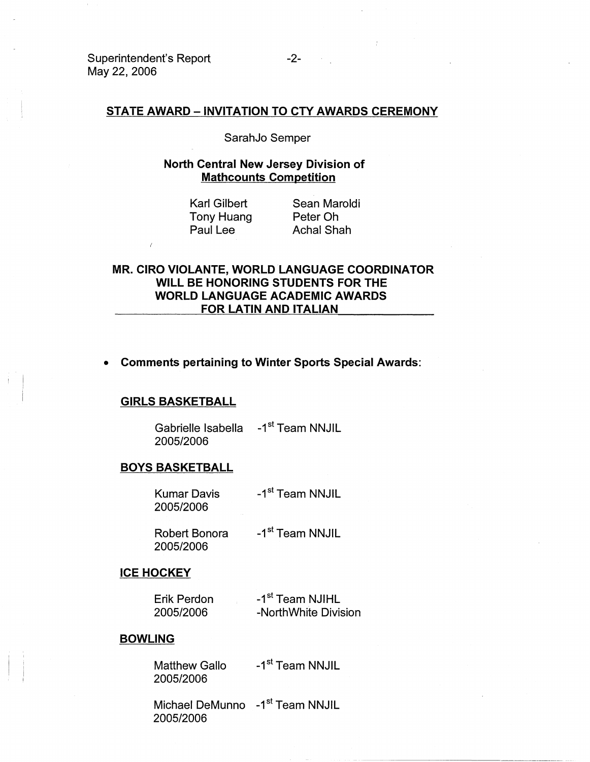## STATE AWARD – INVITATION TO CTY AWARDS CEREMONY

SarahJo Semper

### North Central New Jersey Division of Mathcounts Competition

Karl Gilbert
Tony Huang
Paul Lee
Sean Maroldi
Peter Oh
Achal Shah

### MR. CIRO VIOLANTE, WORLD LANGUAGE COORDINATOR WILL BE HONORING STUDENTS FOR THE WORLD LANGUAGE ACADEMIC AWARDS FOR LATIN AND ITALIAN

- **Comments pertaining to Winter Sports Special Awards:**

**GIRLS BASKETBALL**

Gabrielle Isabella 2005/2006 -1st Team NNJIL

**BOYS BASKETBALL**

Kumar Davis 2005/2006 -1st Team NNJIL

Robert Bonora 2005/2006 -1st Team NNJIL

**ICE HOCKEY**

Erik Perdon 2005/2006 -1st Team NJIHL -NorthWhite Division

**BOWLING**

Matthew Gallo 2005/2006 -1st Team NNJIL

Michael DeMunno 2005/2006 -1st Team NNJIL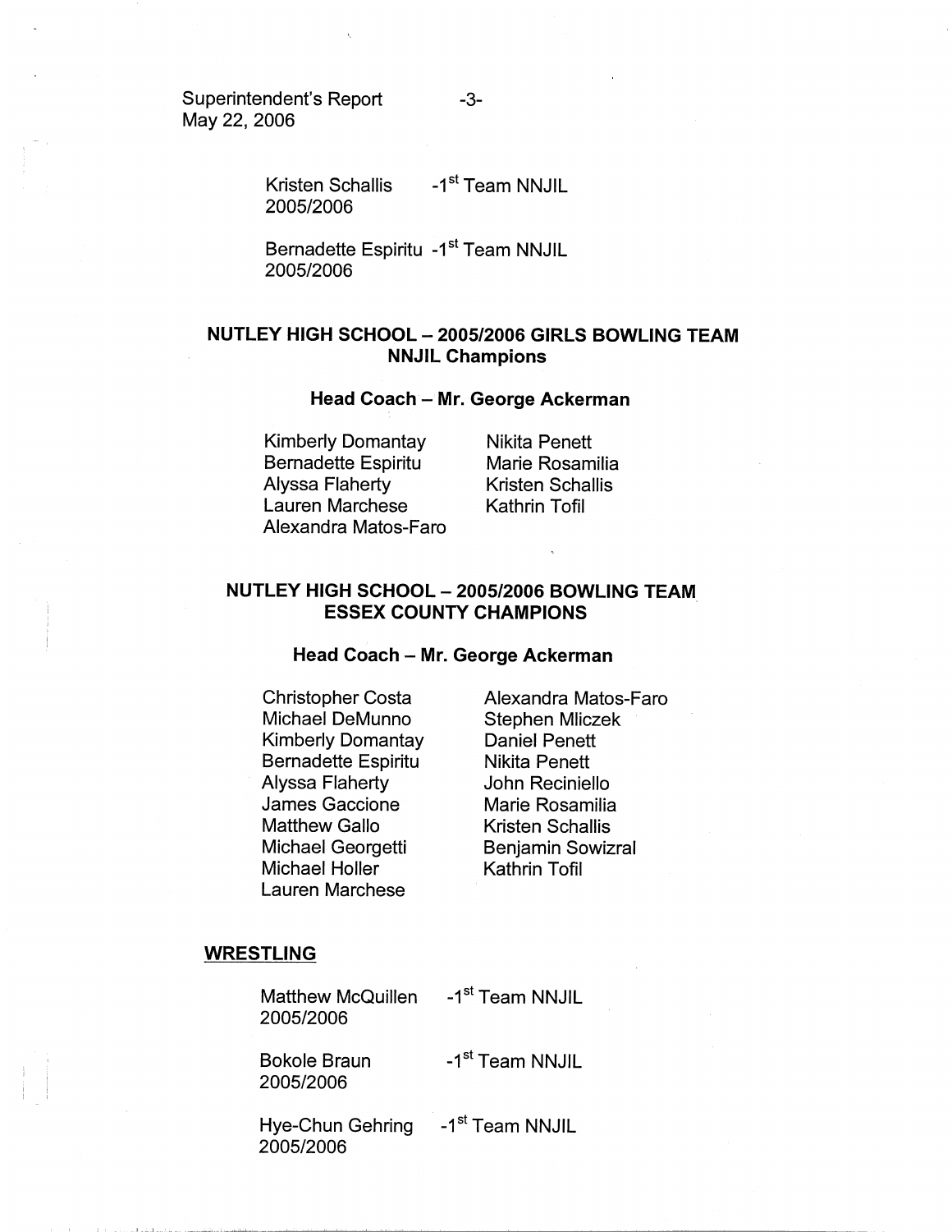Kristen Schallis -1st Team NNJIL
2005/2006

Bernadette Espiritu -1st Team NNJIL
2005/2006

## NUTLEY HIGH SCHOOL – 2005/2006 GIRLS BOWLING TEAM
## NNJIL Champions

### Head Coach – Mr. George Ackerman

Kimberly Domantay
Bernadette Espiritu
Alyssa Flaherty
Lauren Marchese
Alexandra Matos-Faro
Nikita Penett
Marie Rosamilia
Kristen Schallis
Kathrin Tofil

## NUTLEY HIGH SCHOOL – 2005/2006 BOWLING TEAM
## ESSEX COUNTY CHAMPIONS

### Head Coach – Mr. George Ackerman

Christopher Costa
Michael DeMunno
Kimberly Domantay
Bernadette Espiritu
Alyssa Flaherty
James Gaccione
Matthew Gallo
Michael Georgetti
Michael Holler
Lauren Marchese
Alexandra Matos-Faro
Stephen Mliczek
Daniel Penett
Nikita Penett
John Reciniello
Marie Rosamilia
Kristen Schallis
Benjamin Sowizral
Kathrin Tofil

**WRESTLING**

Matthew McQuillen -1st Team NNJIL
2005/2006

Bokole Braun -1st Team NNJIL
2005/2006

Hye-Chun Gehring -1st Team NNJIL
2005/2006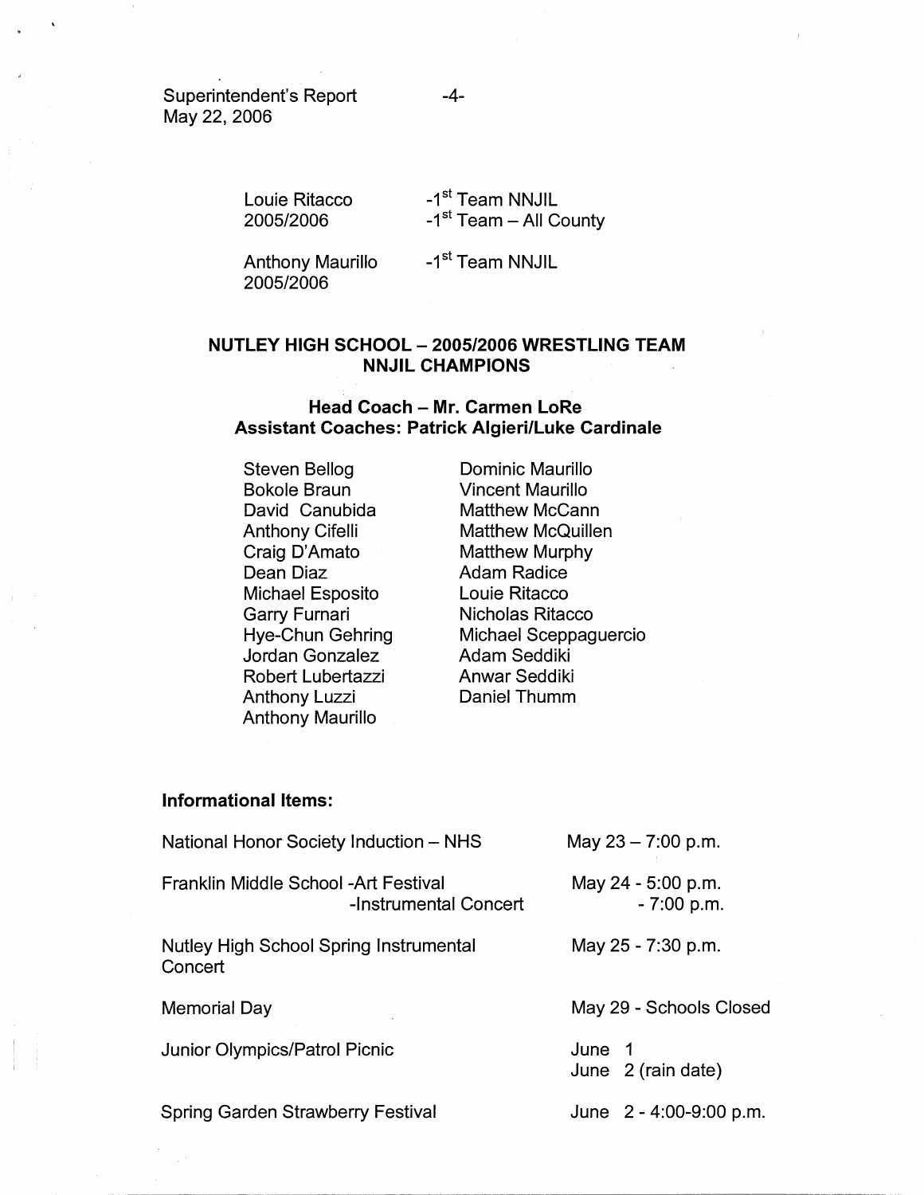Louie Ritacco 2005/2006
- 1st Team NNJIL
- 1st Team – All County

Anthony Maurillo 2005/2006
- 1st Team NNJIL

**NUTLEY HIGH SCHOOL – 2005/2006 WRESTLING TEAM NNJIL CHAMPIONS**

**Head Coach – Mr. Carmen LoRe**
**Assistant Coaches: Patrick Algieri/Luke Cardinale**

Steven Bellog
Bokole Braun
David Canubida
Anthony Cifelli
Craig D'Amato
Dean Diaz
Michael Esposito
Garry Furnari
Hye-Chun Gehring
Jordan Gonzalez
Robert Lubertazzi
Anthony Luzzi
Anthony Maurillo
Dominic Maurillo
Vincent Maurillo
Matthew McCann
Matthew McQuillen
Matthew Murphy
Adam Radice
Louie Ritacco
Nicholas Ritacco
Michael Sceppaguercio
Adam Seddiki
Anwar Seddiki
Daniel Thumm

**Informational Items:**

| | |
|---|---|
| National Honor Society Induction – NHS | May 23 – 7:00 p.m. |
| Franklin Middle School -Art Festival | May 24 - 5:00 p.m. |
| -Instrumental Concert | - 7:00 p.m. |
| Nutley High School Spring Instrumental Concert | May 25 - 7:30 p.m. |
| Memorial Day | May 29 - Schools Closed |
| Junior Olympics/Patrol Picnic | June 1<br>June 2 (rain date) |
| Spring Garden Strawberry Festival | June 2 - 4:00-9:00 p.m. |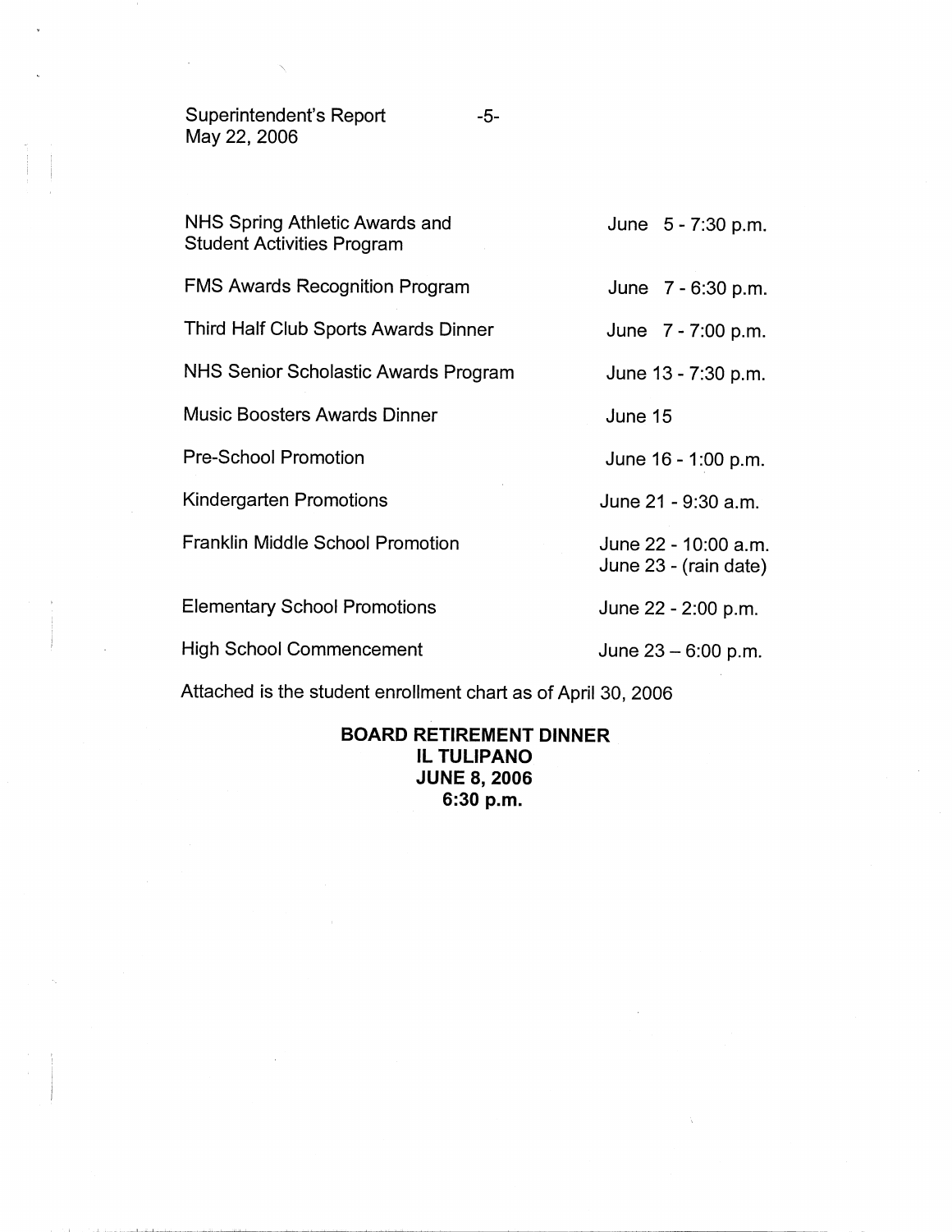| | |
|---|---|
| NHS Spring Athletic Awards and Student Activities Program | June 5 - 7:30 p.m. |
| FMS Awards Recognition Program | June 7 - 6:30 p.m. |
| Third Half Club Sports Awards Dinner | June 7 - 7:00 p.m. |
| NHS Senior Scholastic Awards Program | June 13 - 7:30 p.m. |
| Music Boosters Awards Dinner | June 15 |
| Pre-School Promotion | June 16 - 1:00 p.m. |
| Kindergarten Promotions | June 21 - 9:30 a.m. |
| Franklin Middle School Promotion | June 22 - 10:00 a.m.<br>June 23 - (rain date) |
| Elementary School Promotions | June 22 - 2:00 p.m. |
| High School Commencement | June 23 – 6:00 p.m. |

Attached is the student enrollment chart as of April 30, 2006

**BOARD RETIREMENT DINNER**
**IL TULIPANO**
**JUNE 8, 2006**
**6:30 p.m.**